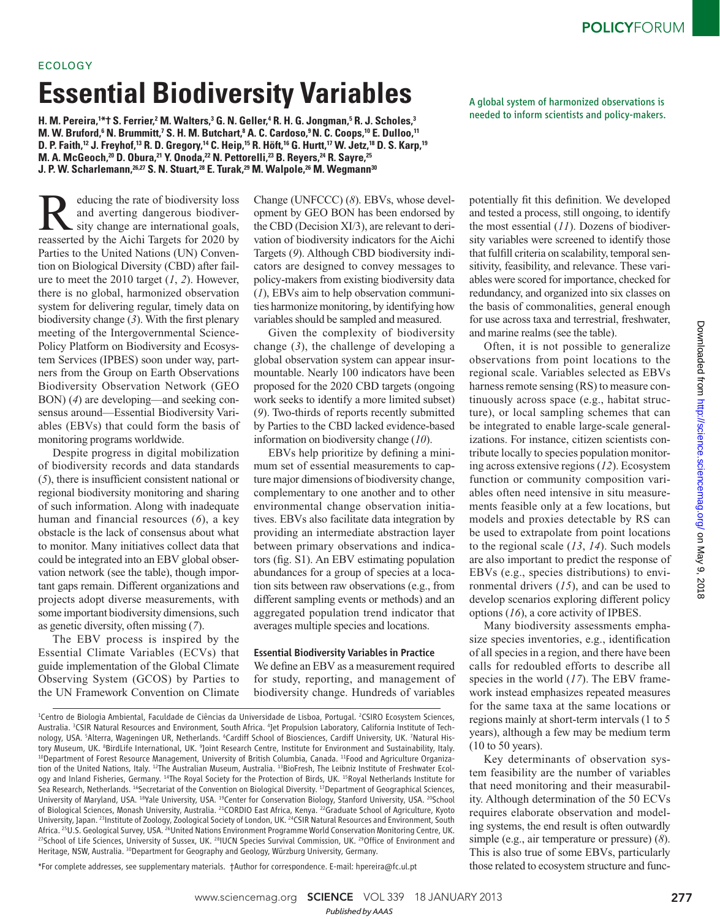ECOLOGY

# Essential Biodiversity Variables

A global system of harmonized observations is needed to inform scientists and policy-makers.

H. M. Pereira,[1*†] S. Ferrier,[2] M. Walters,[3] G. N. Geller,[4] R. H. G. Jongman,[5] R. J. Scholes,[3] M. W. Bruford,[6] N. Brummitt,[7] S. H. M. Butchart,[8] A. C. Cardoso,[9] N. C. Coops,[10] E. Dulloo,[11] D. P. Faith,[12] J. Freyhof,[13] R. D. Gregory,[14] C. Heip,[15] R. Höft,[16] G. Hurtt,[17] W. Jetz,[18] D. S. Karp,[19] M. A. McGeoch,[20] D. Obura,[21] Y. Onoda,[22] N. Pettorelli,[23] B. Reyers,[24] R. Sayre,[25] J. P. W. Scharlemann,[26,27] S. N. Stuart,[28] E. Turak,[29] M. Walpole,[26] M. Wegmann[30]

Reducing the rate of biodiversity loss and averting dangerous biodiversity change are international goals, reasserted by the Aichi Targets for 2020 by Parties to the United Nations (UN) Convention on Biological Diversity (CBD) after failure to meet the 2010 target (*1*, *2*). However, there is no global, harmonized observation system for delivering regular, timely data on biodiversity change (*3*). With the first plenary meeting of the Intergovernmental Science-Policy Platform on Biodiversity and Ecosystem Services (IPBES) soon under way, partners from the Group on Earth Observations Biodiversity Observation Network (GEO BON) (*4*) are developing—and seeking consensus around—Essential Biodiversity Variables (EBVs) that could form the basis of monitoring programs worldwide.

Despite progress in digital mobilization of biodiversity records and data standards (*5*), there is insufficient consistent national or regional biodiversity monitoring and sharing of such information. Along with inadequate human and financial resources (*6*), a key obstacle is the lack of consensus about what to monitor. Many initiatives collect data that could be integrated into an EBV global observation network (see the table), though important gaps remain. Different organizations and projects adopt diverse measurements, with some important biodiversity dimensions, such as genetic diversity, often missing (*7*).

The EBV process is inspired by the Essential Climate Variables (ECVs) that guide implementation of the Global Climate Observing System (GCOS) by Parties to the UN Framework Convention on Climate Change (UNFCCC) (*8*). EBVs, whose development by GEO BON has been endorsed by the CBD (Decision XI/3), are relevant to derivation of biodiversity indicators for the Aichi Targets (*9*). Although CBD biodiversity indicators are designed to convey messages to policy-makers from existing biodiversity data (*1*), EBVs aim to help observation communities harmonize monitoring, by identifying how variables should be sampled and measured.

Given the complexity of biodiversity change (*3*), the challenge of developing a global observation system can appear insurmountable. Nearly 100 indicators have been proposed for the 2020 CBD targets (ongoing work seeks to identify a more limited subset) (*9*). Two-thirds of reports recently submitted by Parties to the CBD lacked evidence-based information on biodiversity change (*10*).

EBVs help prioritize by defining a minimum set of essential measurements to capture major dimensions of biodiversity change, complementary to one another and to other environmental change observation initiatives. EBVs also facilitate data integration by providing an intermediate abstraction layer between primary observations and indicators (fig. S1). An EBV estimating population abundances for a group of species at a location sits between raw observations (e.g., from different sampling events or methods) and an aggregated population trend indicator that averages multiple species and locations.

### Essential Biodiversity Variables in Practice

We define an EBV as a measurement required for study, reporting, and management of biodiversity change. Hundreds of variables potentially fit this definition. We developed and tested a process, still ongoing, to identify the most essential (*11*). Dozens of biodiversity variables were screened to identify those that fulfill criteria on scalability, temporal sensitivity, feasibility, and relevance. These variables were scored for importance, checked for redundancy, and organized into six classes on the basis of commonalities, general enough for use across taxa and terrestrial, freshwater, and marine realms (see the table).

Often, it is not possible to generalize observations from point locations to the regional scale. Variables selected as EBVs harness remote sensing (RS) to measure continuously across space (e.g., habitat structure), or local sampling schemes that can be integrated to enable large-scale generalizations. For instance, citizen scientists contribute locally to species population monitoring across extensive regions (*12*). Ecosystem function or community composition variables often need intensive in situ measurements feasible only at a few locations, but models and proxies detectable by RS can be used to extrapolate from point locations to the regional scale (*13*, *14*). Such models are also important to predict the response of EBVs (e.g., species distributions) to environmental drivers (*15*), and can be used to develop scenarios exploring different policy options (*16*), a core activity of IPBES.

Many biodiversity assessments emphasize species inventories, e.g., identification of all species in a region, and there have been calls for redoubled efforts to describe all species in the world (*17*). The EBV framework instead emphasizes repeated measures for the same taxa at the same locations or regions mainly at short-term intervals (1 to 5 years), although a few may be medium term (10 to 50 years).

Key determinants of observation system feasibility are the number of variables that need monitoring and their measurability. Although determination of the 50 ECVs requires elaborate observation and modeling systems, the end result is often outwardly simple (e.g., air temperature or pressure) (*8*). This is also true of some EBVs, particularly those related to ecosystem structure and func-

[1]Centro de Biologia Ambiental, Faculdade de Ciências da Universidade de Lisboa, Portugal. [2]CSIRO Ecosystem Sciences, Australia. [3]CSIR Natural Resources and Environment, South Africa. [4]Jet Propulsion Laboratory, California Institute of Technology, USA. [5]Alterra, Wageningen UR, Netherlands. [6]Cardiff School of Biosciences, Cardiff University, UK. [7]Natural History Museum, UK. [8]BirdLife International, UK. [9]Joint Research Centre, Institute for Environment and Sustainability, Italy. [10]Department of Forest Resource Management, University of British Columbia, Canada. [11]Food and Agriculture Organization of the United Nations, Italy. [12]The Australian Museum, Australia. [13]BioFresh, The Leibniz Institute of Freshwater Ecology and Inland Fisheries, Germany. [14]The Royal Society for the Protection of Birds, UK. [15]Royal Netherlands Institute for Sea Research, Netherlands. [16]Secretariat of the Convention on Biological Diversity. [17]Department of Geographical Sciences, University of Maryland, USA. [18]Yale University, USA. [19]Center for Conservation Biology, Stanford University, USA. [20]School of Biological Sciences, Monash University, Australia. [21]CORDIO East Africa, Kenya. [22]Graduate School of Agriculture, Kyoto University, Japan. [23]Institute of Zoology, Zoological Society of London, UK. [24]CSIR Natural Resources and Environment, South Africa. [25]U.S. Geological Survey, USA. [26]United Nations Environment Programme World Conservation Monitoring Centre, UK. [27]School of Life Sciences, University of Sussex, UK. [28]IUCN Species Survival Commission, UK. [29]Office of Environment and Heritage, NSW, Australia. [30]Department for Geography and Geology, Würzburg University, Germany.

*For complete addresses, see supplementary materials. †Author for correspondence. E-mail: hpereira@fc.ul.pt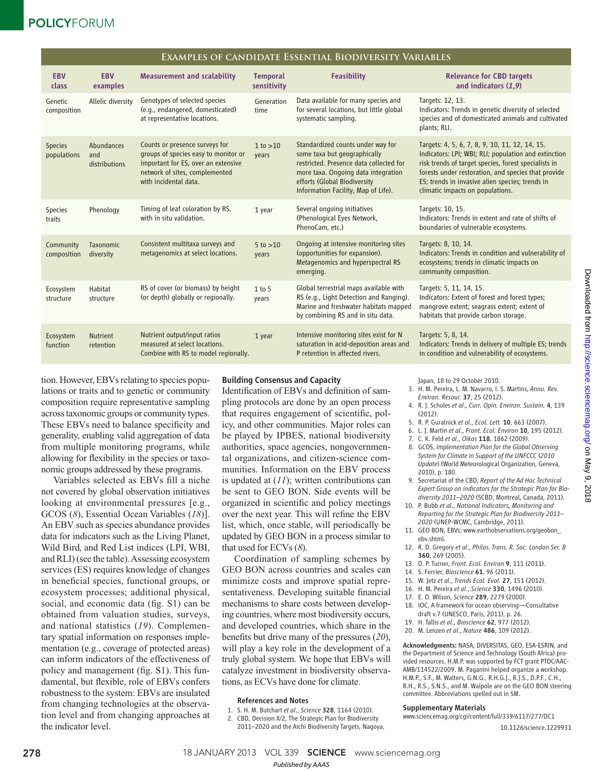**Examples of candidate Essential Biodiversity Variables**

| EBV class | EBV examples | Measurement and scalability | Temporal sensitivity | Feasibility | Relevance for CBD targets and indicators (*1*,*9*) |
|---|---|---|---|---|---|
| Genetic composition | Allelic diversity | Genotypes of selected species (e.g., endangered, domesticated) at representative locations. | Generation time | Data available for many species and for several locations, but little global systematic sampling. | Targets: 12, 13. Indicators: Trends in genetic diversity of selected species and of domesticated animals and cultivated plants; RLI. |
| Species populations | Abundances and distributions | Counts or presence surveys for groups of species easy to monitor or important for ES, over an extensive network of sites, complemented with incidental data. | 1 to >10 years | Standardized counts under way for some taxa but geographically restricted. Presence data collected for more taxa. Ongoing data integration efforts (Global Biodiversity Information Facility, Map of Life). | Targets: 4, 5, 6, 7, 8, 9, 10, 11, 12, 14, 15. Indicators: LPI; WBI; RLI; population and extinction risk trends of target species, forest specialists in forests under restoration, and species that provide ES; trends in invasive alien species; trends in climatic impacts on populations. |
| Species traits | Phenology | Timing of leaf coloration by RS, with in situ validation. | 1 year | Several ongoing initiatives (Phenological Eyes Network, PhenoCam, etc.) | Targets: 10, 15. Indicators: Trends in extent and rate of shifts of boundaries of vulnerable ecosystems. |
| Community composition | Taxonomic diversity | Consistent multitaxa surveys and metagenomics at select locations. | 5 to >10 years | Ongoing at intensive monitoring sites (opportunities for expansion). Metagenomics and hyperspectral RS emerging. | Targets: 8, 10, 14. Indicators: Trends in condition and vulnerability of ecosystems; trends in climatic impacts on community composition. |
| Ecosystem structure | Habitat structure | RS of cover (or biomass) by height (or depth) globally or regionally. | 1 to 5 years | Global terrestrial maps available with RS (e.g., Light Detection and Ranging). Marine and freshwater habitats mapped by combining RS and in situ data. | Targets: 5, 11, 14, 15. Indicators: Extent of forest and forest types; mangrove extent; seagrass extent; extent of habitats that provide carbon storage. |
| Ecosystem function | Nutrient retention | Nutrient output/input ratios measured at select locations. Combine with RS to model regionally. | 1 year | Intensive monitoring sites exist for N saturation in acid-deposition areas and P retention in affected rivers. | Targets: 5, 8, 14. Indicators: Trends in delivery of multiple ES; trends in condition and vulnerability of ecosystems. |

tion. However, EBVs relating to species populations or traits and to genetic or community composition require representative sampling across taxonomic groups or community types. These EBVs need to balance specificity and generality, enabling valid aggregation of data from multiple monitoring programs, while allowing for flexibility in the species or taxonomic groups addressed by these programs.

Variables selected as EBVs fill a niche not covered by global observation initiatives looking at environmental pressures [e.g., GCOS (*8*), Essential Ocean Variables (*18*)]. An EBV such as species abundance provides data for indicators such as the Living Planet, Wild Bird, and Red List indices (LPI, WBI, and RLI) (see the table). Assessing ecosystem services (ES) requires knowledge of changes in beneficial species, functional groups, or ecosystem processes; additional physical, social, and economic data (fig. S1) can be obtained from valuation studies, surveys, and national statistics (*19*). Complementary spatial information on responses implementation (e.g., coverage of protected areas) can inform indicators of the effectiveness of policy and management (fig. S1). This fundamental, but flexible, role of EBVs confers robustness to the system: EBVs are insulated from changing technologies at the observation level and from changing approaches at the indicator level.

## Building Consensus and Capacity

Identification of EBVs and definition of sampling protocols are done by an open process that requires engagement of scientific, policy, and other communities. Major roles can be played by IPBES, national biodiversity authorities, space agencies, nongovernmental organizations, and citizen-science communities. Information on the EBV process is updated at (*11*); written contributions can be sent to GEO BON. Side events will be organized in scientific and policy meetings over the next year. This will refine the EBV list, which, once stable, will periodically be updated by GEO BON in a process similar to that used for ECVs (*8*).

Coordination of sampling schemes by GEO BON across countries and scales can minimize costs and improve spatial representativeness. Developing suitable financial mechanisms to share costs between developing countries, where most biodiversity occurs, and developed countries, which share in the benefits but drive many of the pressures (*20*), will play a key role in the development of a truly global system. We hope that EBVs will catalyze investment in biodiversity observations, as ECVs have done for climate.

### References and Notes

1. S. H. M. Butchart *et al.*, *Science* **328**, 1164 (2010).
2. CBD, Decision X/2, The Strategic Plan for Biodiversity 2011–2020 and the Aichi Biodiversity Targets, Nagoya, Japan, 18 to 29 October 2010.
3. H. M. Pereira, L. M. Navarro, I. S. Martins, *Annu. Rev. Environ. Resour.* **37**, 25 (2012).
4. R. J. Scholes *et al.*, *Curr. Opin. Environ. Sustain.* **4**, 139 (2012).
5. R. P. Guralnick *et al.*, *Ecol. Lett.* **10**, 663 (2007).
6. L. J. Martin *et al.*, *Front. Ecol. Environ* **10**, 195 (2012).
7. C. K. Feld *et al.*, *Oikos* **118**, 1862 (2009).
8. GCOS, *Implementation Plan for the Global Observing System for Climate in Support of the UNFCCC (2010 Update)* (World Meteorological Organization, Geneva, 2010), p. 180.
9. Secretariat of the CBD, *Report of the Ad Hoc Technical Expert Group on indicators for the Strategic Plan for Biodiversity 2011–2020* (SCBD, Montreal, Canada, 2011).
10. P. Bubb *et al.*, *National Indicators, Monitoring and Reporting for the Strategic Plan for Biodiversity 2011–2020* (UNEP-WCMC, Cambridge, 2011).
11. GEO BON, EBVs; www.earthobservations.org/geobon_ebv.shtml.
12. R. D. Gregory *et al.*, *Philos. Trans. R. Soc. London Ser. B* **360**, 269 (2005).
13. D. P. Turner, *Front. Ecol. Environ* **9**, 111 (2011).
14. S. Ferrier, *Bioscience* **61**, 96 (2011).
15. W. Jetz *et al.*, *Trends Ecol. Evol.* **27**, 151 (2012).
16. H. M. Pereira *et al.*, *Science* **330**, 1496 (2010).
17. E. O. Wilson, *Science* **289**, 2279 (2000).
18. IOC, A framework for ocean observing—Consultative draft v.7 (UNESCO, Paris, 2011), p. 26.
19. H. Tallis *et al.*, *Bioscience* **62**, 977 (2012).
20. M. Lenzen *et al.*, *Nature* **486**, 109 (2012).

**Acknowledgments:** NASA, DIVERSITAS, GEO, ESA-ESRIN, and the Department of Science and Technology (South Africa) provided resources. H.M.P. was supported by FCT grant PTDC/AAC-AMB/114522/2009. M. Paganini helped organize a workshop. H.M.P., S.F., M. Walters, G.N.G., R.H.G.J., R.J.S., D.P.F., C.H., R.H., R.S., S.N.S., and M. Walpole are on the GEO BON steering committee. Abbreviations spelled out in SM.

### Supplementary Materials

www.sciencemag.org/cgi/content/full/339/6117/277/DC1

10.1126/science.1229931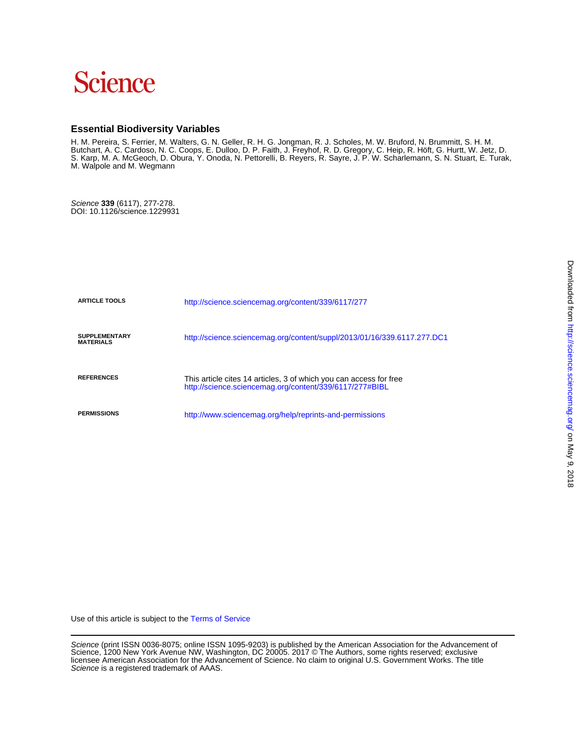# Science

## Essential Biodiversity Variables

H. M. Pereira, S. Ferrier, M. Walters, G. N. Geller, R. H. G. Jongman, R. J. Scholes, M. W. Bruford, N. Brummitt, S. H. M. Butchart, A. C. Cardoso, N. C. Coops, E. Dulloo, D. P. Faith, J. Freyhof, R. D. Gregory, C. Heip, R. Höft, G. Hurtt, W. Jetz, D. S. Karp, M. A. McGeoch, D. Obura, Y. Onoda, N. Pettorelli, B. Reyers, R. Sayre, J. P. W. Scharlemann, S. N. Stuart, E. Turak, M. Walpole and M. Wegmann

*Science* **339** (6117), 277-278.
DOI: 10.1126/science.1229931

| | |
|---|---|
| **ARTICLE TOOLS** | http://science.sciencemag.org/content/339/6117/277 |
| **SUPPLEMENTARY MATERIALS** | http://science.sciencemag.org/content/suppl/2013/01/16/339.6117.277.DC1 |
| **REFERENCES** | This article cites 14 articles, 3 of which you can access for free http://science.sciencemag.org/content/339/6117/277#BIBL |
| **PERMISSIONS** | http://www.sciencemag.org/help/reprints-and-permissions |

Downloaded from http://science.sciencemag.org/ on May 9, 2018

Use of this article is subject to the Terms of Service

*Science* (print ISSN 0036-8075; online ISSN 1095-9203) is published by the American Association for the Advancement of Science, 1200 New York Avenue NW, Washington, DC 20005. 2017 © The Authors, some rights reserved; exclusive licensee American Association for the Advancement of Science. No claim to original U.S. Government Works. The title *Science* is a registered trademark of AAAS.